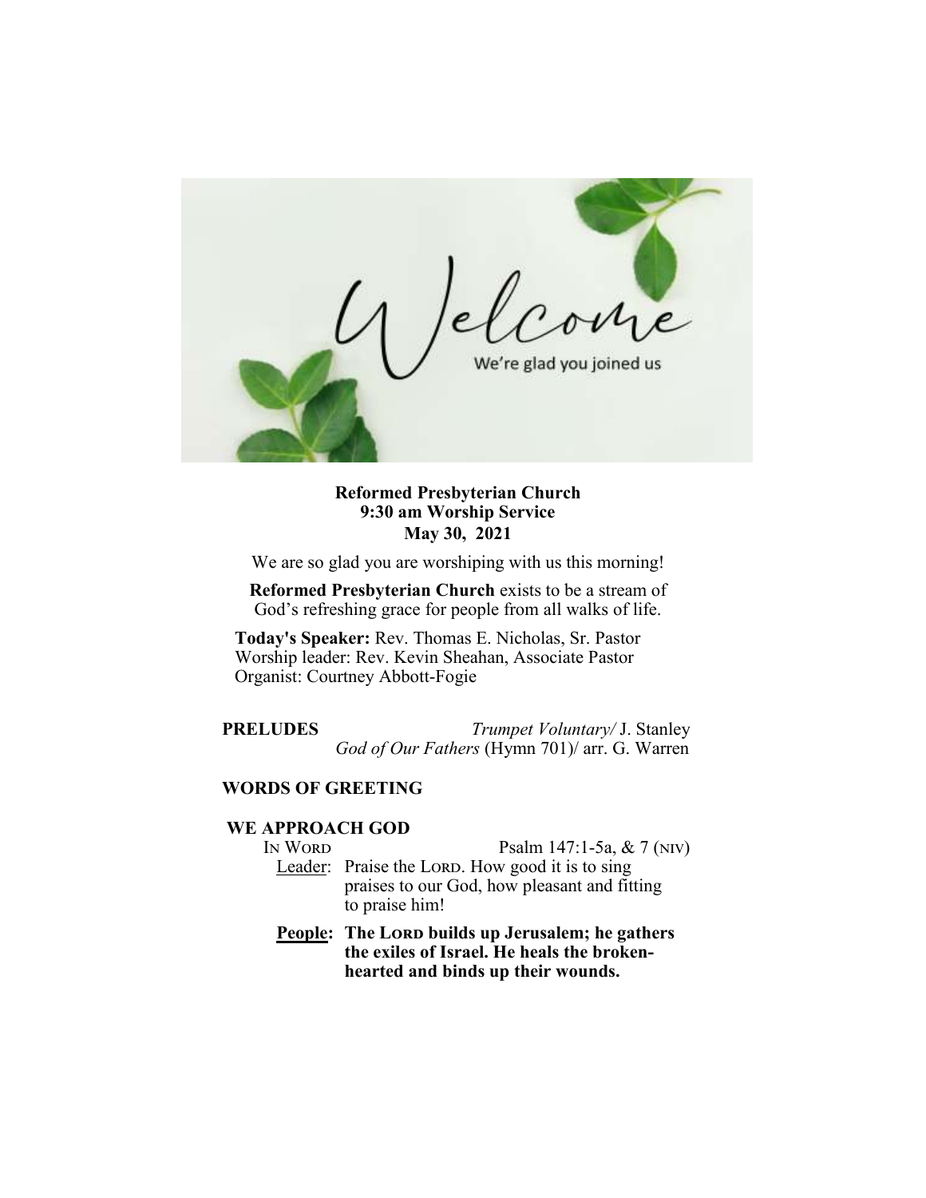Welcome

We're glad you joined us

**Reformed Presbyterian Church**
**9:30 am Worship Service**
**May 30, 2021**

We are so glad you are worshiping with us this morning!

**Reformed Presbyterian Church** exists to be a stream of God's refreshing grace for people from all walks of life.

**Today's Speaker:** Rev. Thomas E. Nicholas, Sr. Pastor
Worship leader: Rev. Kevin Sheahan, Associate Pastor
Organist: Courtney Abbott-Fogie

**PRELUDES** *Trumpet Voluntary/* J. Stanley
*God of Our Fathers* (Hymn 701)/ arr. G. Warren

**WORDS OF GREETING**

**WE APPROACH GOD**

IN WORD Psalm 147:1-5a, & 7 (NIV)

Leader: Praise the LORD. How good it is to sing praises to our God, how pleasant and fitting to praise him!

**People: The LORD builds up Jerusalem; he gathers the exiles of Israel. He heals the broken-hearted and binds up their wounds.**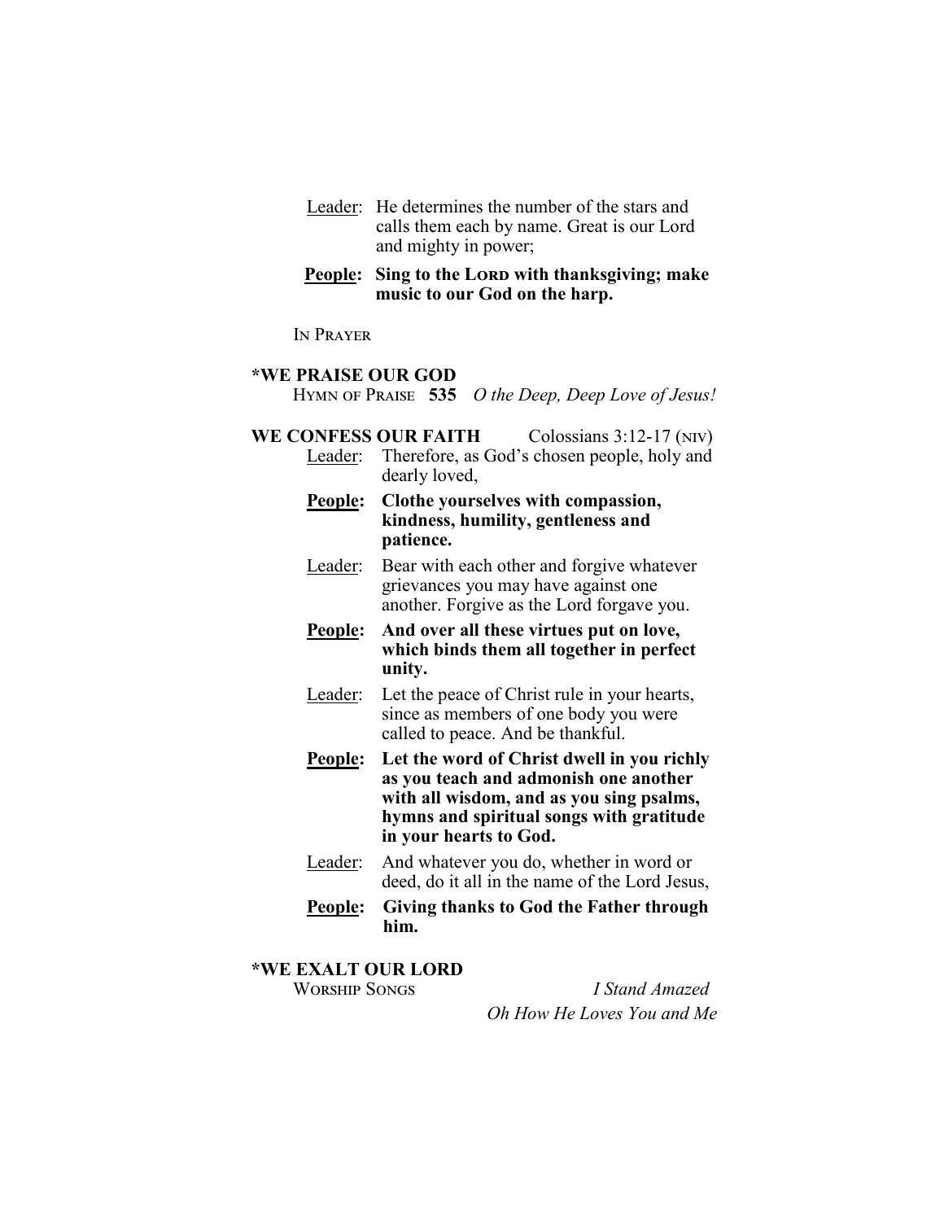Leader: He determines the number of the stars and calls them each by name. Great is our Lord and mighty in power;

**People: Sing to the LORD with thanksgiving; make music to our God on the harp.**

IN PRAYER

### *WE PRAISE OUR GOD

HYMN OF PRAISE **535** *O the Deep, Deep Love of Jesus!*

### WE CONFESS OUR FAITH Colossians 3:12-17 (NIV)

Leader: Therefore, as God's chosen people, holy and dearly loved,

**People: Clothe yourselves with compassion, kindness, humility, gentleness and patience.**

Leader: Bear with each other and forgive whatever grievances you may have against one another. Forgive as the Lord forgave you.

**People: And over all these virtues put on love, which binds them all together in perfect unity.**

Leader: Let the peace of Christ rule in your hearts, since as members of one body you were called to peace. And be thankful.

**People: Let the word of Christ dwell in you richly as you teach and admonish one another with all wisdom, and as you sing psalms, hymns and spiritual songs with gratitude in your hearts to God.**

Leader: And whatever you do, whether in word or deed, do it all in the name of the Lord Jesus,

**People: Giving thanks to God the Father through him.**

### *WE EXALT OUR LORD

WORSHIP SONGS *I Stand Amazed*

*Oh How He Loves You and Me*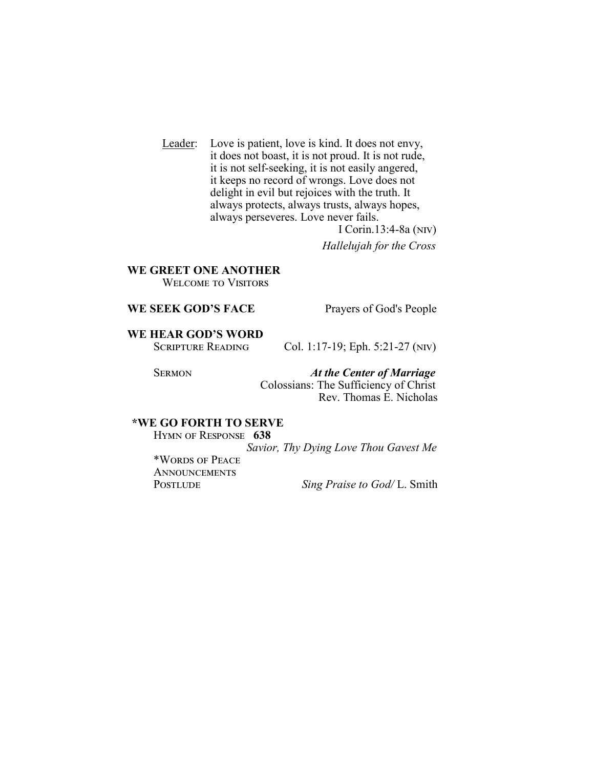<u>Leader</u>: Love is patient, love is kind. It does not envy, it does not boast, it is not proud. It is not rude, it is not self-seeking, it is not easily angered, it keeps no record of wrongs. Love does not delight in evil but rejoices with the truth. It always protects, always trusts, always hopes, always perseveres. Love never fails.

I Corin.13:4-8a (NIV)

*Hallelujah for the Cross*

**WE GREET ONE ANOTHER**

WELCOME TO VISITORS

**WE SEEK GOD'S FACE** Prayers of God's People

**WE HEAR GOD'S WORD**

SCRIPTURE READING Col. 1:17-19; Eph. 5:21-27 (NIV)

SERMON ***At the Center of Marriage***

Colossians: The Sufficiency of Christ

Rev. Thomas E. Nicholas

**\*WE GO FORTH TO SERVE**

HYMN OF RESPONSE **638**

*Savior, Thy Dying Love Thou Gavest Me*

\*WORDS OF PEACE

ANNOUNCEMENTS

POSTLUDE *Sing Praise to God/* L. Smith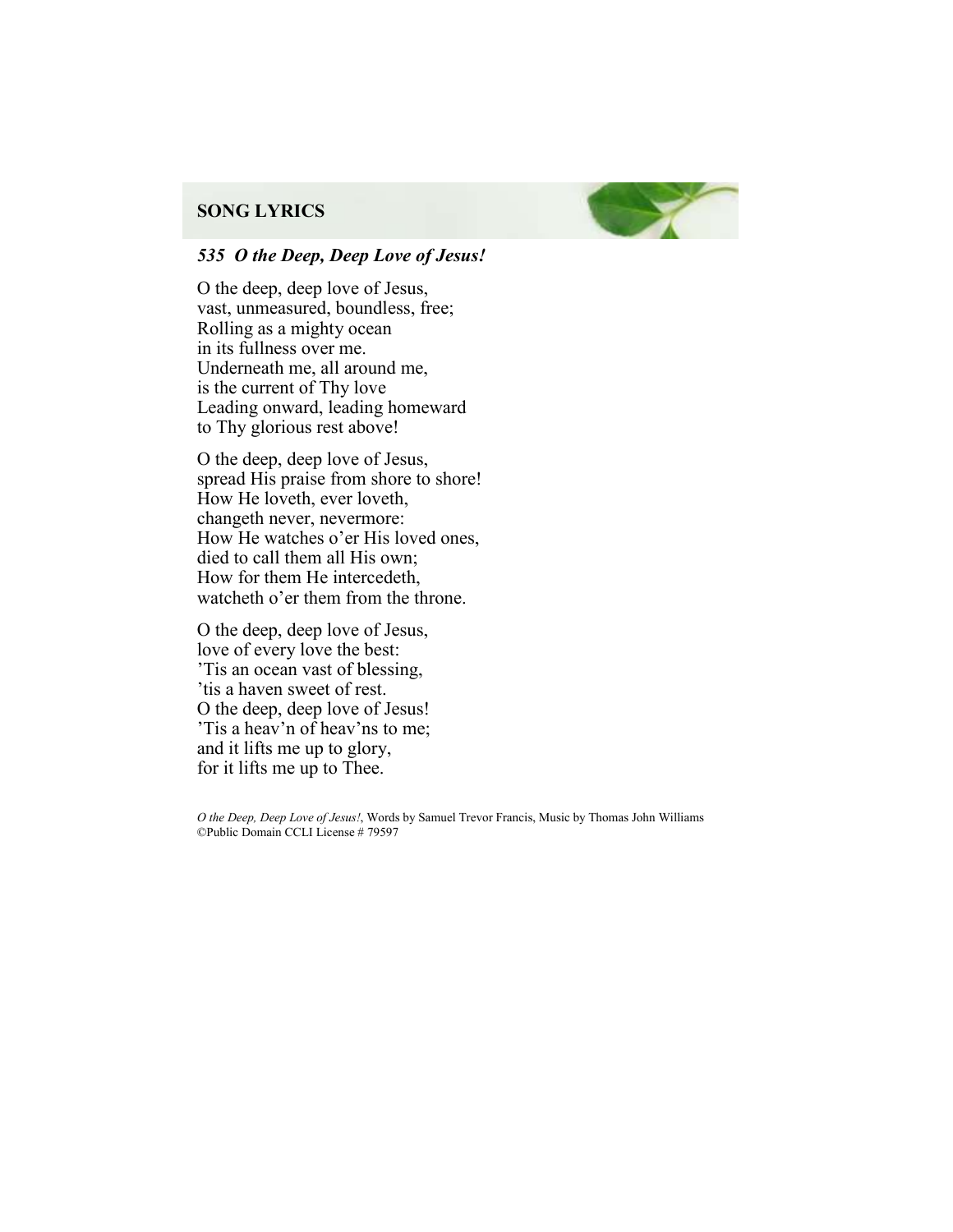## SONG LYRICS

### *535 O the Deep, Deep Love of Jesus!*

O the deep, deep love of Jesus,  
vast, unmeasured, boundless, free;  
Rolling as a mighty ocean  
in its fullness over me.  
Underneath me, all around me,  
is the current of Thy love  
Leading onward, leading homeward  
to Thy glorious rest above!

O the deep, deep love of Jesus,  
spread His praise from shore to shore!  
How He loveth, ever loveth,  
changeth never, nevermore:  
How He watches o'er His loved ones,  
died to call them all His own;  
How for them He intercedeth,  
watcheth o'er them from the throne.

O the deep, deep love of Jesus,  
love of every love the best:  
'Tis an ocean vast of blessing,  
'tis a haven sweet of rest.  
O the deep, deep love of Jesus!  
'Tis a heav'n of heav'ns to me;  
and it lifts me up to glory,  
for it lifts me up to Thee.

*O the Deep, Deep Love of Jesus!*, Words by Samuel Trevor Francis, Music by Thomas John Williams  
©Public Domain CCLI License # 79597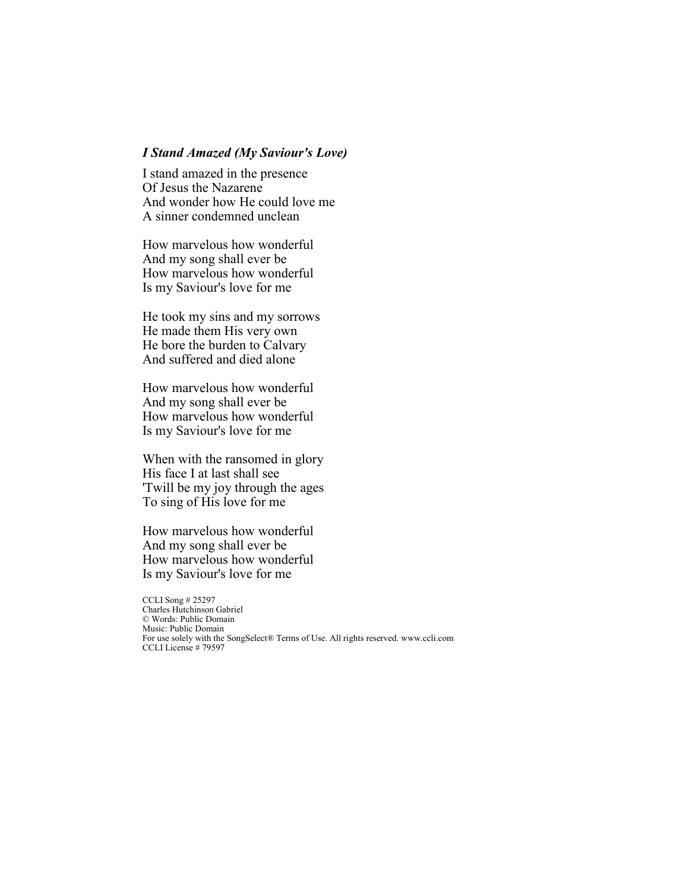***I Stand Amazed (My Saviour's Love)***

I stand amazed in the presence
Of Jesus the Nazarene
And wonder how He could love me
A sinner condemned unclean

How marvelous how wonderful
And my song shall ever be
How marvelous how wonderful
Is my Saviour's love for me

He took my sins and my sorrows
He made them His very own
He bore the burden to Calvary
And suffered and died alone

How marvelous how wonderful
And my song shall ever be
How marvelous how wonderful
Is my Saviour's love for me

When with the ransomed in glory
His face I at last shall see
'Twill be my joy through the ages
To sing of His love for me

How marvelous how wonderful
And my song shall ever be
How marvelous how wonderful
Is my Saviour's love for me

CCLI Song # 25297
Charles Hutchinson Gabriel
© Words: Public Domain
Music: Public Domain
For use solely with the SongSelect® Terms of Use. All rights reserved. www.ccli.com
CCLI License # 79597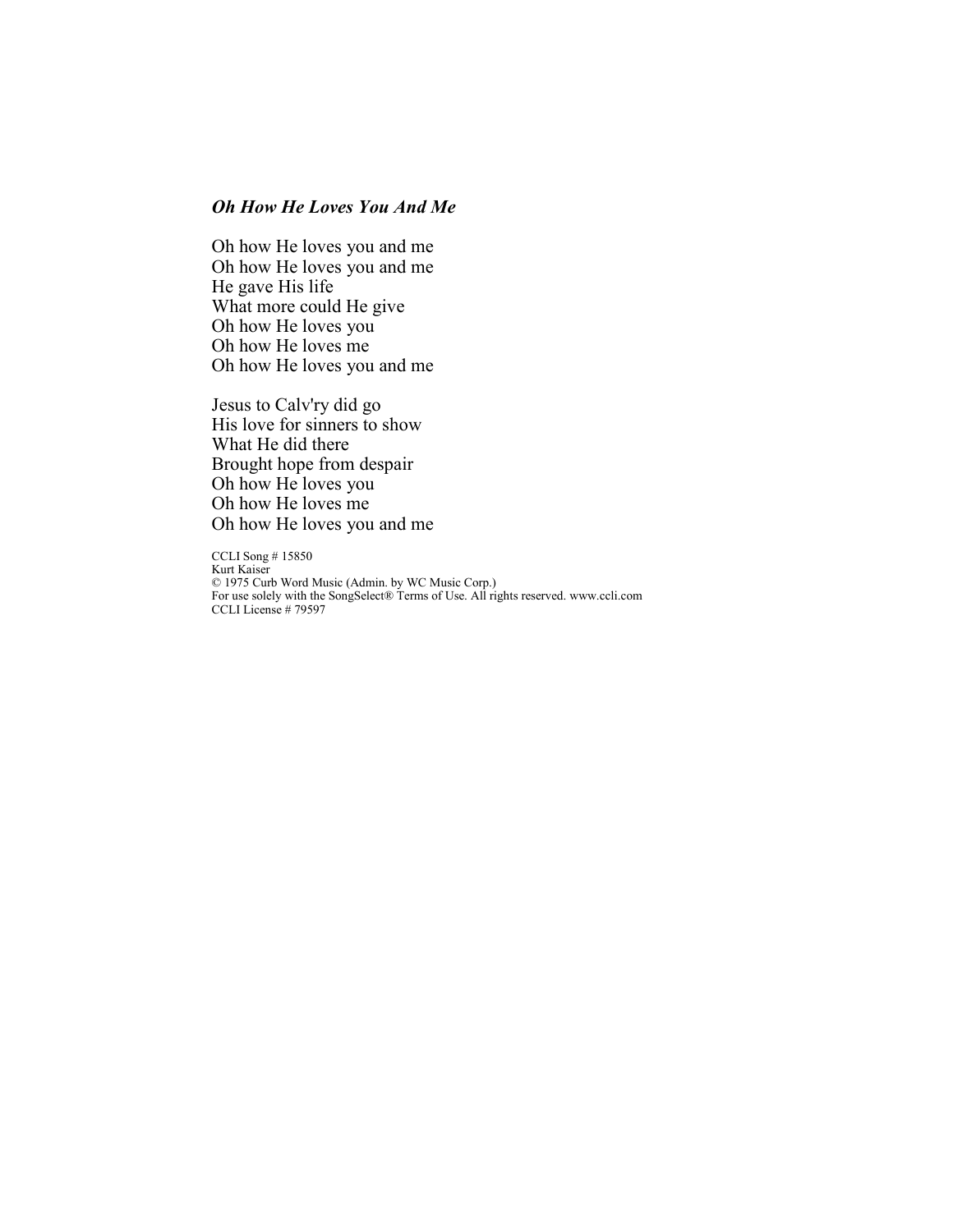***Oh How He Loves You And Me***

Oh how He loves you and me
Oh how He loves you and me
He gave His life
What more could He give
Oh how He loves you
Oh how He loves me
Oh how He loves you and me

Jesus to Calv'ry did go
His love for sinners to show
What He did there
Brought hope from despair
Oh how He loves you
Oh how He loves me
Oh how He loves you and me

CCLI Song # 15850
Kurt Kaiser
© 1975 Curb Word Music (Admin. by WC Music Corp.)
For use solely with the SongSelect® Terms of Use. All rights reserved. www.ccli.com
CCLI License # 79597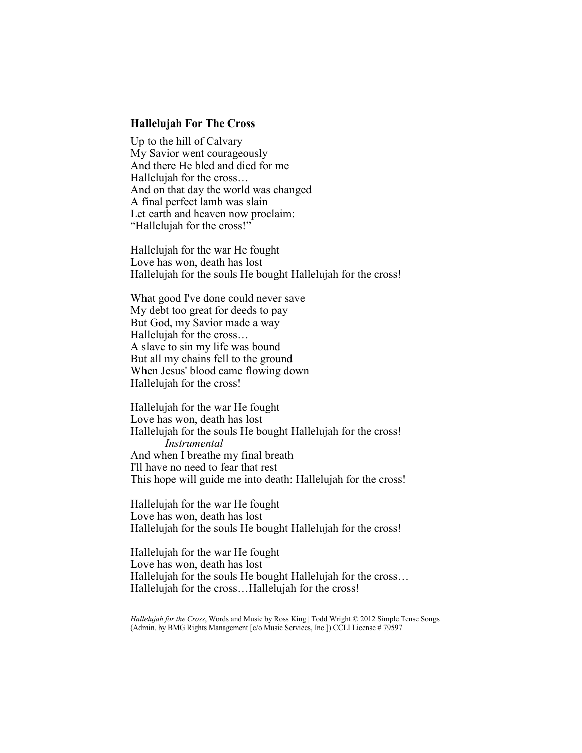**Hallelujah For The Cross**

Up to the hill of Calvary
My Savior went courageously
And there He bled and died for me
Hallelujah for the cross…
And on that day the world was changed
A final perfect lamb was slain
Let earth and heaven now proclaim:
"Hallelujah for the cross!"

Hallelujah for the war He fought
Love has won, death has lost
Hallelujah for the souls He bought Hallelujah for the cross!

What good I've done could never save
My debt too great for deeds to pay
But God, my Savior made a way
Hallelujah for the cross…
A slave to sin my life was bound
But all my chains fell to the ground
When Jesus' blood came flowing down
Hallelujah for the cross!

Hallelujah for the war He fought
Love has won, death has lost
Hallelujah for the souls He bought Hallelujah for the cross!
*Instrumental*
And when I breathe my final breath
I'll have no need to fear that rest
This hope will guide me into death: Hallelujah for the cross!

Hallelujah for the war He fought
Love has won, death has lost
Hallelujah for the souls He bought Hallelujah for the cross!

Hallelujah for the war He fought
Love has won, death has lost
Hallelujah for the souls He bought Hallelujah for the cross…
Hallelujah for the cross…Hallelujah for the cross!

*Hallelujah for the Cross*, Words and Music by Ross King | Todd Wright © 2012 Simple Tense Songs (Admin. by BMG Rights Management [c/o Music Services, Inc.]) CCLI License # 79597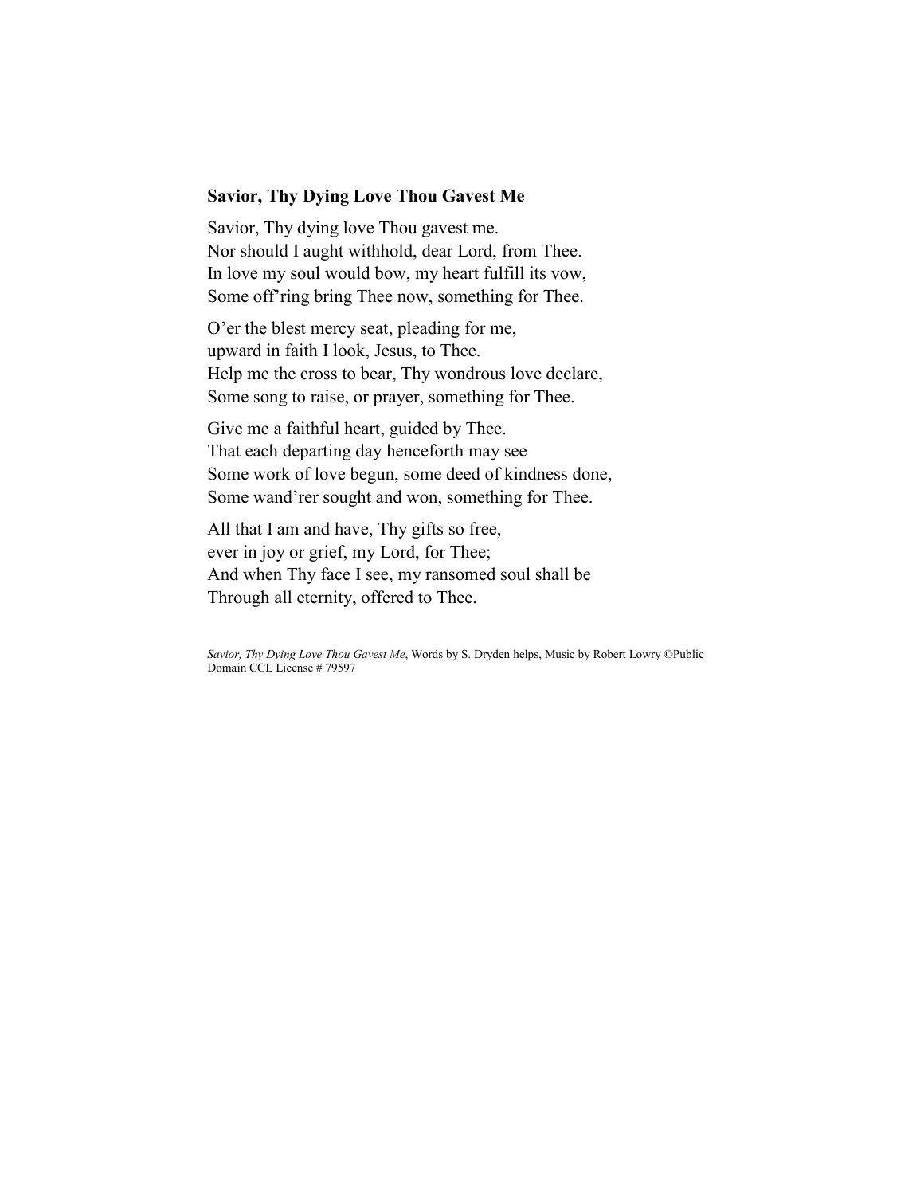**Savior, Thy Dying Love Thou Gavest Me**

Savior, Thy dying love Thou gavest me.
Nor should I aught withhold, dear Lord, from Thee.
In love my soul would bow, my heart fulfill its vow,
Some off'ring bring Thee now, something for Thee.

O'er the blest mercy seat, pleading for me,
upward in faith I look, Jesus, to Thee.
Help me the cross to bear, Thy wondrous love declare,
Some song to raise, or prayer, something for Thee.

Give me a faithful heart, guided by Thee.
That each departing day henceforth may see
Some work of love begun, some deed of kindness done,
Some wand'rer sought and won, something for Thee.

All that I am and have, Thy gifts so free,
ever in joy or grief, my Lord, for Thee;
And when Thy face I see, my ransomed soul shall be
Through all eternity, offered to Thee.

*Savior, Thy Dying Love Thou Gavest Me*, Words by S. Dryden helps, Music by Robert Lowry ©Public Domain CCL License # 79597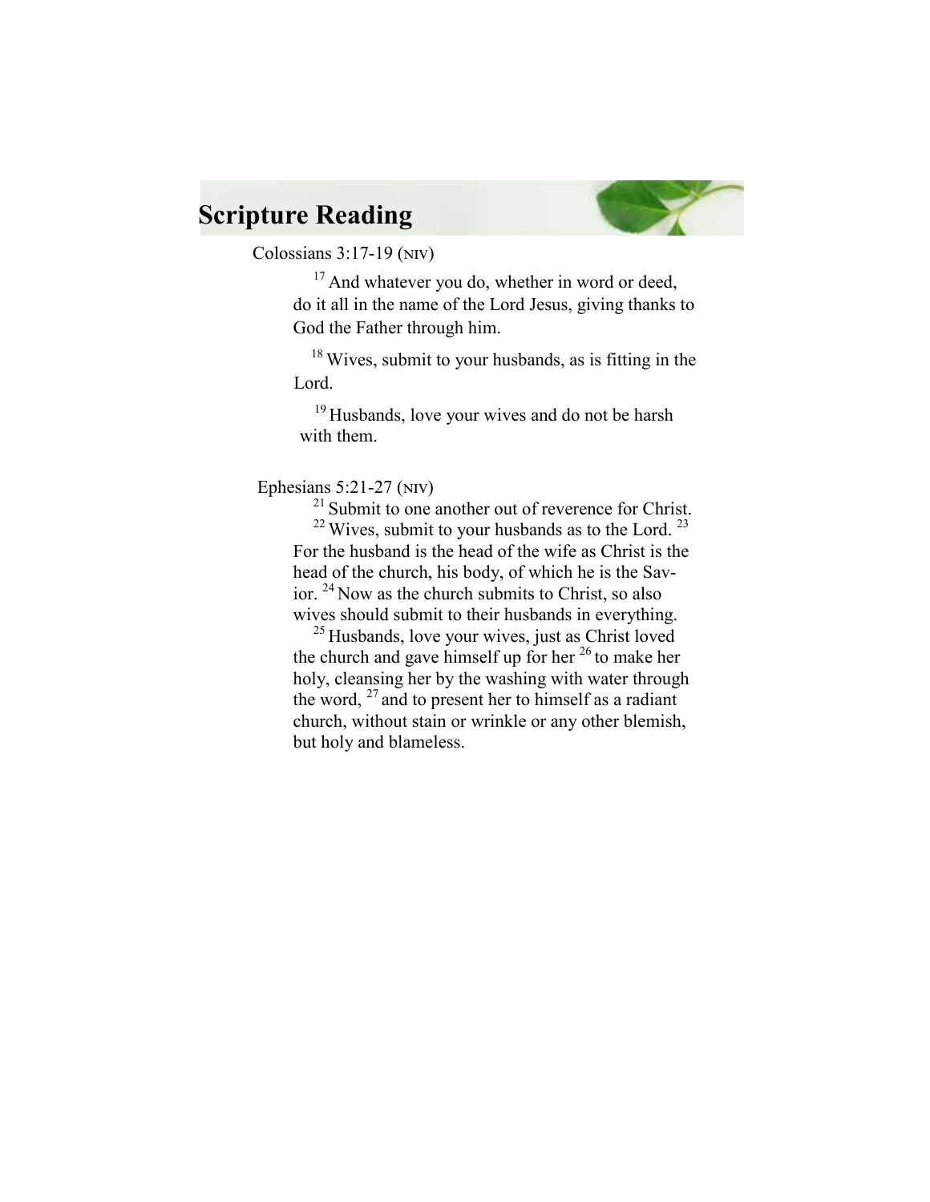# Scripture Reading

Colossians 3:17-19 (NIV)

[17] And whatever you do, whether in word or deed, do it all in the name of the Lord Jesus, giving thanks to God the Father through him.

[18] Wives, submit to your husbands, as is fitting in the Lord.

[19] Husbands, love your wives and do not be harsh with them.

Ephesians 5:21-27 (NIV)

[21] Submit to one another out of reverence for Christ.

[22] Wives, submit to your husbands as to the Lord. [23] For the husband is the head of the wife as Christ is the head of the church, his body, of which he is the Savior. [24] Now as the church submits to Christ, so also wives should submit to their husbands in everything.

[25] Husbands, love your wives, just as Christ loved the church and gave himself up for her [26] to make her holy, cleansing her by the washing with water through the word, [27] and to present her to himself as a radiant church, without stain or wrinkle or any other blemish, but holy and blameless.